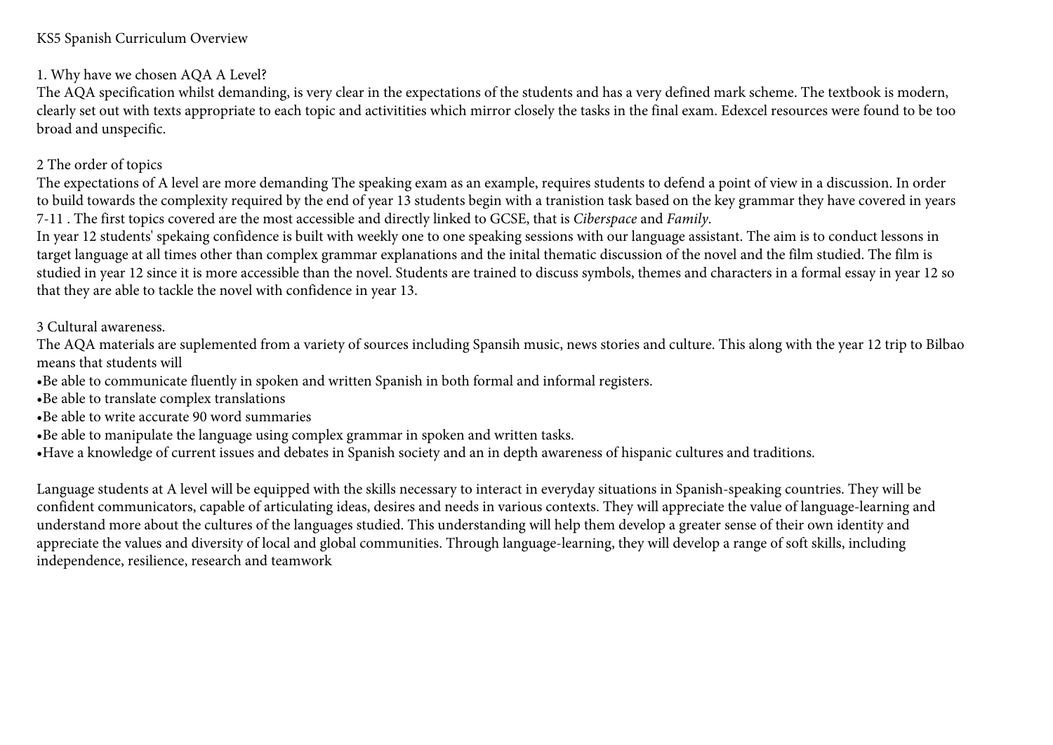# KS5 Spanish Curriculum Overview

## 1. Why have we chosen AQA A Level?

The AQA specification whilst demanding, is very clear in the expectations of the students and has a very defined mark scheme. The textbook is modern, clearly set out with texts appropriate to each topic and activitities which mirror closely the tasks in the final exam. Edexcel resources were found to be too broad and unspecific.

## 2 The order of topics

The expectations of A level are more demanding The speaking exam as an example, requires students to defend a point of view in a discussion. In order to build towards the complexity required by the end of year 13 students begin with a tranistion task based on the key grammar they have covered in years 7-11 . The first topics covered are the most accessible and directly linked to GCSE, that is *Ciberspace* and *Family*.

In year 12 students' spekaing confidence is built with weekly one to one speaking sessions with our language assistant. The aim is to conduct lessons in target language at all times other than complex grammar explanations and the inital thematic discussion of the novel and the film studied. The film is studied in year 12 since it is more accessible than the novel. Students are trained to discuss symbols, themes and characters in a formal essay in year 12 so that they are able to tackle the novel with confidence in year 13.

## 3 Cultural awareness.

The AQA materials are suplemented from a variety of sources including Spansih music, news stories and culture. This along with the year 12 trip to Bilbao means that students will

- Be able to communicate fluently in spoken and written Spanish in both formal and informal registers.
- Be able to translate complex translations
- Be able to write accurate 90 word summaries
- Be able to manipulate the language using complex grammar in spoken and written tasks.
- Have a knowledge of current issues and debates in Spanish society and an in depth awareness of hispanic cultures and traditions.

Language students at A level will be equipped with the skills necessary to interact in everyday situations in Spanish-speaking countries. They will be confident communicators, capable of articulating ideas, desires and needs in various contexts. They will appreciate the value of language-learning and understand more about the cultures of the languages studied. This understanding will help them develop a greater sense of their own identity and appreciate the values and diversity of local and global communities. Through language-learning, they will develop a range of soft skills, including independence, resilience, research and teamwork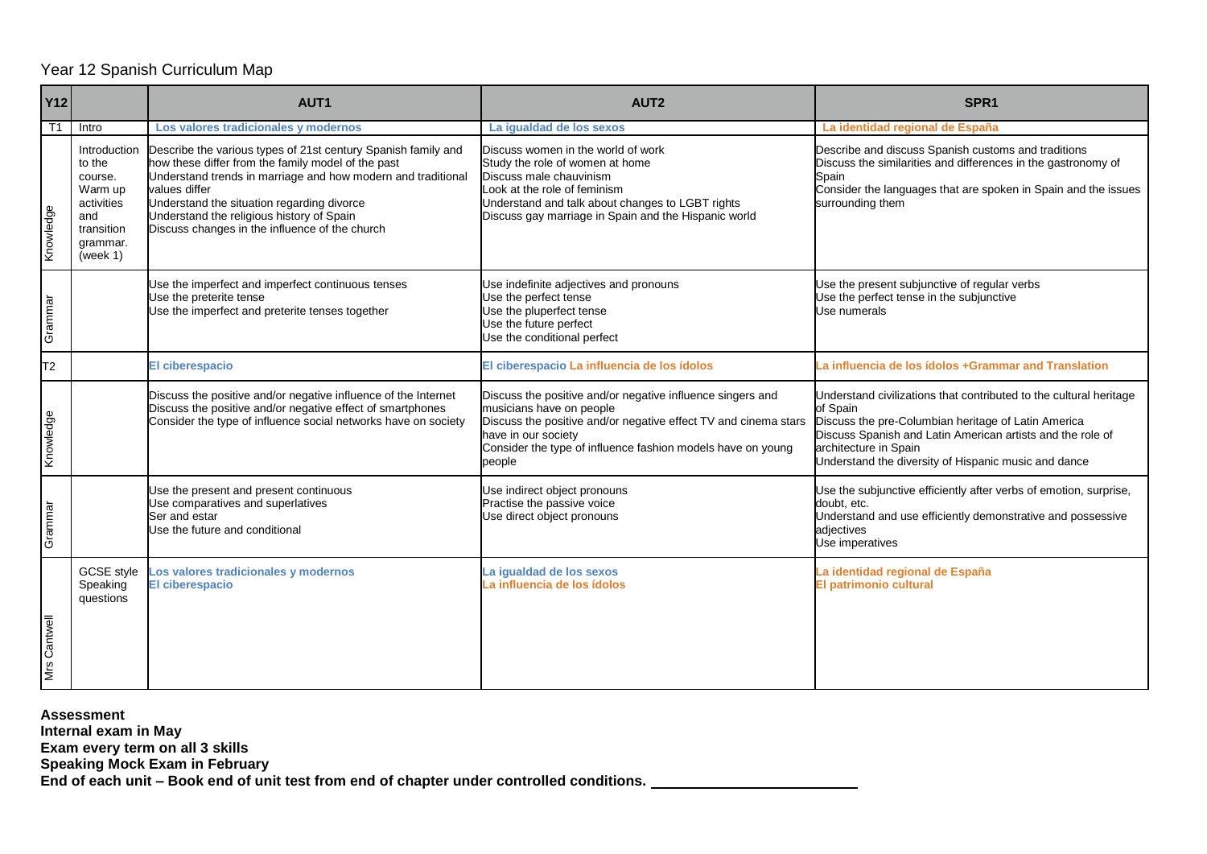# Year 12 Spanish Curriculum Map

| Y12 | | AUT1 | AUT2 | SPR1 |
| --- | --- | --- | --- | --- |
| T1 | Intro | **Los valores tradicionales y modernos** | **La igualdad de los sexos** | **La identidad regional de España** |
| Knowledge | Introduction to the course. Warm up activities and transition grammar. (week 1) | Describe the various types of 21st century Spanish family and how these differ from the family model of the past<br>Understand trends in marriage and how modern and traditional values differ<br>Understand the situation regarding divorce<br>Understand the religious history of Spain<br>Discuss changes in the influence of the church | Discuss women in the world of work<br>Study the role of women at home<br>Discuss male chauvinism<br>Look at the role of feminism<br>Understand and talk about changes to LGBT rights<br>Discuss gay marriage in Spain and the Hispanic world | Describe and discuss Spanish customs and traditions<br>Discuss the similarities and differences in the gastronomy of Spain<br>Consider the languages that are spoken in Spain and the issues surrounding them |
| Grammar | | Use the imperfect and imperfect continuous tenses<br>Use the preterite tense<br>Use the imperfect and preterite tenses together | Use indefinite adjectives and pronouns<br>Use the perfect tense<br>Use the pluperfect tense<br>Use the future perfect<br>Use the conditional perfect | Use the present subjunctive of regular verbs<br>Use the perfect tense in the subjunctive<br>Use numerals |
| T2 | | **El ciberespacio** | **El ciberespacio La influencia de los ídolos** | **La influencia de los ídolos +Grammar and Translation** |
| Knowledge | | Discuss the positive and/or negative influence of the Internet<br>Discuss the positive and/or negative effect of smartphones<br>Consider the type of influence social networks have on society | Discuss the positive and/or negative influence singers and musicians have on people<br>Discuss the positive and/or negative effect TV and cinema stars have in our society<br>Consider the type of influence fashion models have on young people | Understand civilizations that contributed to the cultural heritage of Spain<br>Discuss the pre-Columbian heritage of Latin America<br>Discuss Spanish and Latin American artists and the role of architecture in Spain<br>Understand the diversity of Hispanic music and dance |
| Grammar | | Use the present and present continuous<br>Use comparatives and superlatives<br>Ser and estar<br>Use the future and conditional | Use indirect object pronouns<br>Practise the passive voice<br>Use direct object pronouns | Use the subjunctive efficiently after verbs of emotion, surprise, doubt, etc.<br>Understand and use efficiently demonstrative and possessive adjectives<br>Use imperatives |
| Mrs Cantwell | GCSE style Speaking questions | **Los valores tradicionales y modernos**<br>**El ciberespacio** | **La igualdad de los sexos**<br>**La influencia de los ídolos** | **La identidad regional de España**<br>**El patrimonio cultural** |

**Assessment**
**Internal exam in May**
**Exam every term on all 3 skills**
**Speaking Mock Exam in February**
**End of each unit – Book end of unit test from end of chapter under controlled conditions.**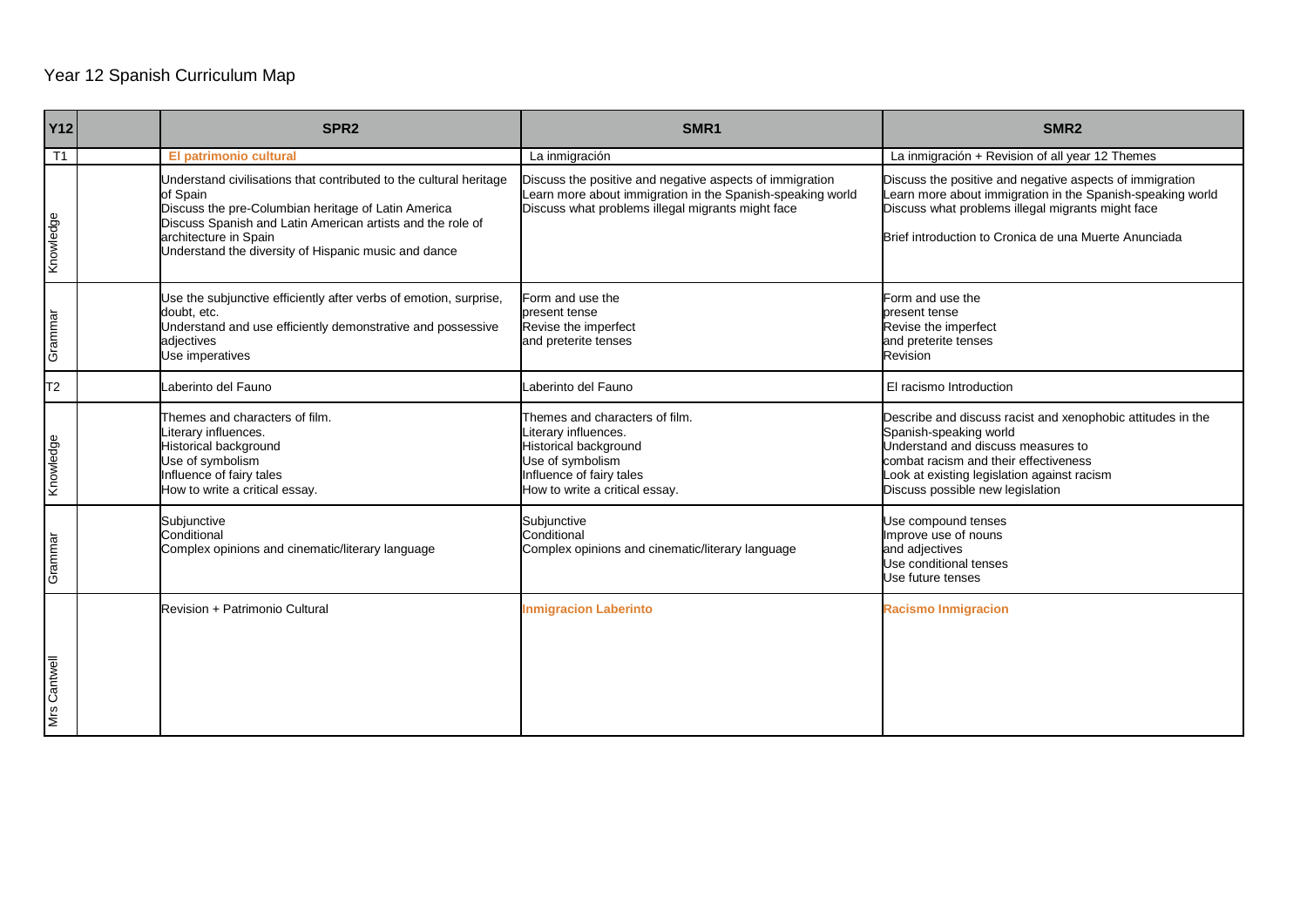# Year 12 Spanish Curriculum Map

| Y12 | | SPR2 | SMR1 | SMR2 |
|---|---|---|---|---|
| T1 | | **El patrimonio cultural** | La inmigración | La inmigración + Revision of all year 12 Themes |
| Knowledge | | Understand civilisations that contributed to the cultural heritage of Spain<br>Discuss the pre-Columbian heritage of Latin America<br>Discuss Spanish and Latin American artists and the role of architecture in Spain<br>Understand the diversity of Hispanic music and dance | Discuss the positive and negative aspects of immigration<br>Learn more about immigration in the Spanish-speaking world<br>Discuss what problems illegal migrants might face | Discuss the positive and negative aspects of immigration<br>Learn more about immigration in the Spanish-speaking world<br>Discuss what problems illegal migrants might face<br><br>Brief introduction to Cronica de una Muerte Anunciada |
| Grammar | | Use the subjunctive efficiently after verbs of emotion, surprise, doubt, etc.<br>Understand and use efficiently demonstrative and possessive adjectives<br>Use imperatives | Form and use the present tense<br>Revise the imperfect and preterite tenses | Form and use the present tense<br>Revise the imperfect and preterite tenses<br>Revision |
| T2 | | Laberinto del Fauno | Laberinto del Fauno | El racismo Introduction |
| Knowledge | | Themes and characters of film.<br>Literary influences.<br>Historical background<br>Use of symbolism<br>Influence of fairy tales<br>How to write a critical essay. | Themes and characters of film.<br>Literary influences.<br>Historical background<br>Use of symbolism<br>Influence of fairy tales<br>How to write a critical essay. | Describe and discuss racist and xenophobic attitudes in the Spanish-speaking world<br>Understand and discuss measures to combat racism and their effectiveness<br>Look at existing legislation against racism<br>Discuss possible new legislation |
| Grammar | | Subjunctive<br>Conditional<br>Complex opinions and cinematic/literary language | Subjunctive<br>Conditional<br>Complex opinions and cinematic/literary language | Use compound tenses<br>Improve use of nouns and adjectives<br>Use conditional tenses<br>Use future tenses |
| Mrs Cantwell | | Revision + Patrimonio Cultural | **Inmigracion Laberinto** | **Racismo Inmigracion** |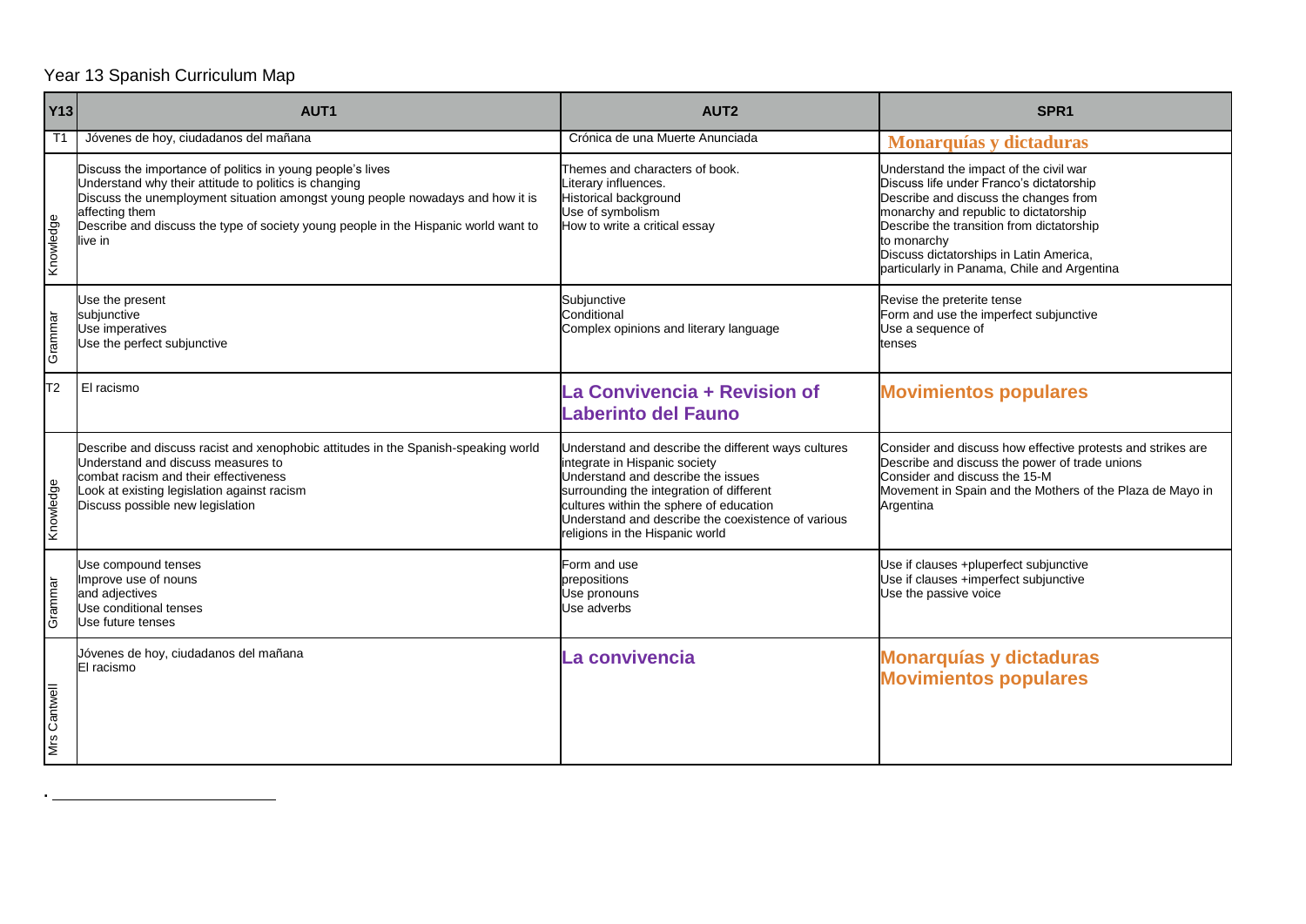Year 13 Spanish Curriculum Map

| Y13 | AUT1 | AUT2 | SPR1 |
| --- | --- | --- | --- |
| T1 | Jóvenes de hoy, ciudadanos del mañana | Crónica de una Muerte Anunciada | **Monarquías y dictaduras** |
| Knowledge | Discuss the importance of politics in young people's lives<br>Understand why their attitude to politics is changing<br>Discuss the unemployment situation amongst young people nowadays and how it is affecting them<br>Describe and discuss the type of society young people in the Hispanic world want to live in | Themes and characters of book.<br>Literary influences.<br>Historical background<br>Use of symbolism<br>How to write a critical essay | Understand the impact of the civil war<br>Discuss life under Franco's dictatorship<br>Describe and discuss the changes from monarchy and republic to dictatorship<br>Describe the transition from dictatorship to monarchy<br>Discuss dictatorships in Latin America, particularly in Panama, Chile and Argentina |
| Grammar | Use the present subjunctive<br>Use imperatives<br>Use the perfect subjunctive | Subjunctive<br>Conditional<br>Complex opinions and literary language | Revise the preterite tense<br>Form and use the imperfect subjunctive<br>Use a sequence of tenses |
| T2 | El racismo | **La Convivencia + Revision of Laberinto del Fauno** | **Movimientos populares** |
| Knowledge | Describe and discuss racist and xenophobic attitudes in the Spanish-speaking world<br>Understand and discuss measures to combat racism and their effectiveness<br>Look at existing legislation against racism<br>Discuss possible new legislation | Understand and describe the different ways cultures integrate in Hispanic society<br>Understand and describe the issues surrounding the integration of different cultures within the sphere of education<br>Understand and describe the coexistence of various religions in the Hispanic world | Consider and discuss how effective protests and strikes are<br>Describe and discuss the power of trade unions<br>Consider and discuss the 15-M Movement in Spain and the Mothers of the Plaza de Mayo in Argentina |
| Grammar | Use compound tenses<br>Improve use of nouns and adjectives<br>Use conditional tenses<br>Use future tenses | Form and use prepositions<br>Use pronouns<br>Use adverbs | Use if clauses +pluperfect subjunctive<br>Use if clauses +imperfect subjunctive<br>Use the passive voice |
| Mrs Cantwell | Jóvenes de hoy, ciudadanos del mañana<br>El racismo | **La convivencia** | **Monarquías y dictaduras**<br>**Movimientos populares** |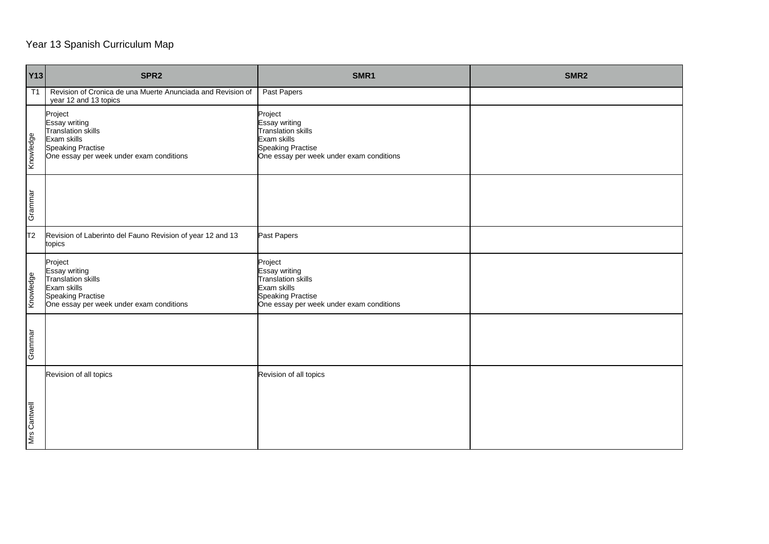# Year 13 Spanish Curriculum Map

| Y13 | SPR2 | SMR1 | SMR2 |
|---|---|---|---|
| T1 | Revision of Cronica de una Muerte Anunciada and Revision of year 12 and 13 topics | Past Papers | |
| Knowledge | Project<br>Essay writing<br>Translation skills<br>Exam skills<br>Speaking Practise<br>One essay per week under exam conditions | Project<br>Essay writing<br>Translation skills<br>Exam skills<br>Speaking Practise<br>One essay per week under exam conditions | |
| Grammar | | | |
| T2 | Revision of Laberinto del Fauno Revision of year 12 and 13 topics | Past Papers | |
| Knowledge | Project<br>Essay writing<br>Translation skills<br>Exam skills<br>Speaking Practise<br>One essay per week under exam conditions | Project<br>Essay writing<br>Translation skills<br>Exam skills<br>Speaking Practise<br>One essay per week under exam conditions | |
| Grammar | | | |
| Mrs Cantwell | Revision of all topics | Revision of all topics | |